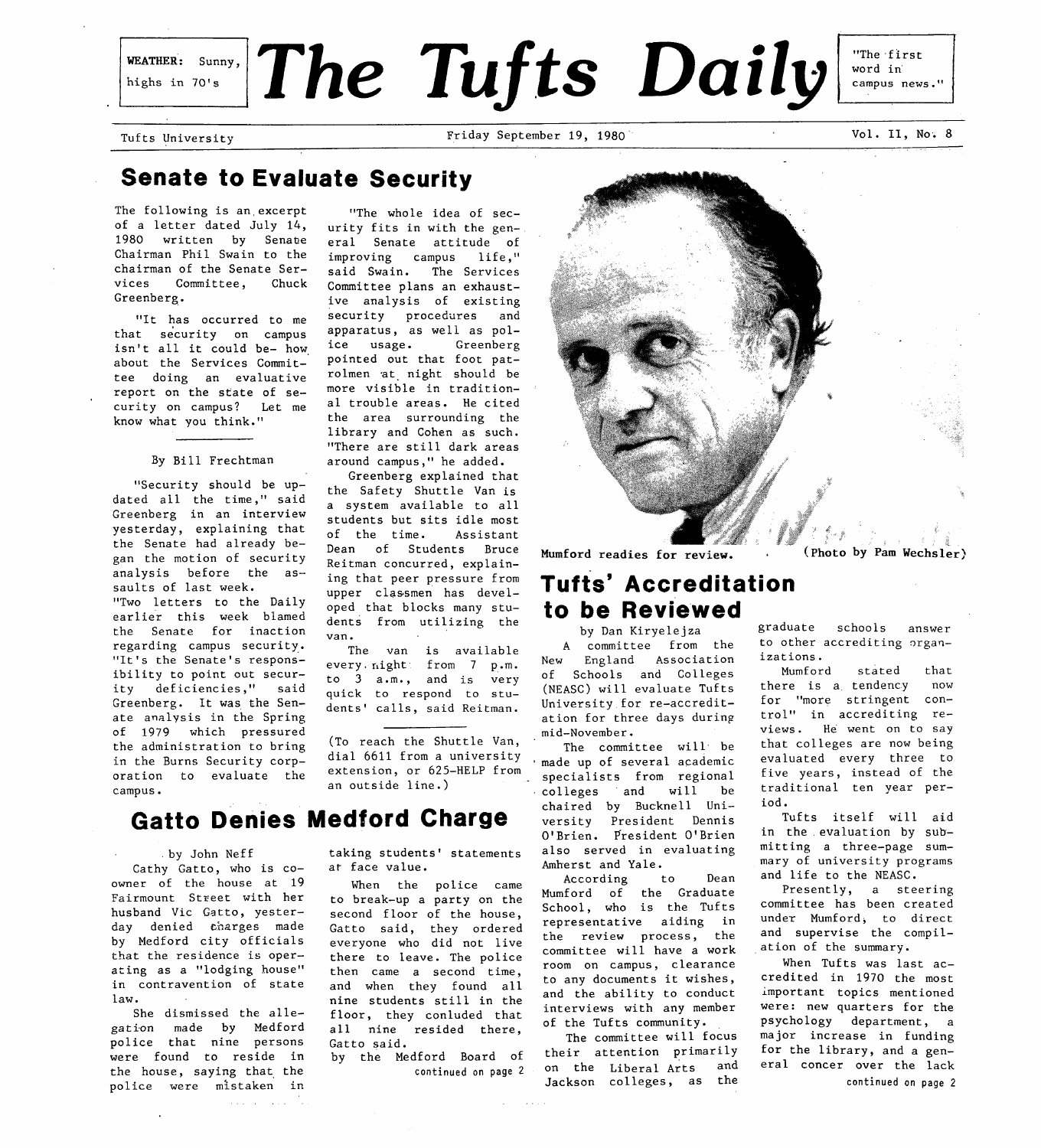WEATHER: Sunny, highs in 70's

# The Tufts Daily

"The first word in campus news."

Tufts University — Friday September 19, 1980 — Vol. II, No. 8

## Senate to Evaluate Security

The following is an excerpt of a letter dated July 14, 1980 written by Senate Chairman Phil Swain to the chairman of the Senate Services Committee, Chuck Greenberg.

"It has occurred to me that security on campus isn't all it could be- how about the Services Committee doing an evaluative report on the state of security on campus? Let me know what you think."

By Bill Frechtman

"Security should be updated all the time," said Greenberg in an interview yesterday, explaining that the Senate had already began the motion of security analysis before the assaults of last week.

"Two letters to the Daily earlier this week blamed the Senate for inaction regarding campus security. "It's the Senate's responsibility to point out security deficiencies," said Greenberg. It was the Senate analysis in the Spring of 1979 which pressured the administration to bring in the Burns Security corporation to evaluate the campus.

"The whole idea of security fits in with the general Senate attitude of improving campus life," said Swain. The Services Committee plans an exhaustive analysis of existing security procedures and apparatus, as well as police usage. Greenberg pointed out that foot patrolmen at night should be more visible in traditional trouble areas. He cited the area surrounding the library and Cohen as such. "There are still dark areas around campus," he added.

Greenberg explained that the Safety Shuttle Van is a system available to all students but sits idle most of the time. Assistant Dean of Students Bruce Reitman concurred, explaining that peer pressure from upper classmen has developed that blocks many students from utilizing the van.

The van is available every night from 7 p.m. to 3 a.m., and is very quick to respond to students' calls, said Reitman.

(To reach the Shuttle Van, dial 6611 from a university extension, or 625-HELP from an outside line.)

## Gatto Denies Medford Charge

by John Neff

Cathy Gatto, who is co-owner of the house at 19 Fairmount Street with her husband Vic Gatto, yesterday denied charges made by Medford city officials that the residence is operating as a "lodging house" in contravention of state law.

She dismissed the allegation made by Medford police that nine persons were found to reside in the house, saying that the police were mistaken in taking students' statements at face value.

When the police came to break-up a party on the second floor of the house, Gatto said, they ordered everyone who did not live there to leave. The police then came a second time, and when they found all nine students still in the floor, they conluded that all nine resided there, Gatto said.

by the Medford Board of

continued on page 2

Mumford readies for review. (Photo by Pam Wechsler)

## Tufts' Accreditation to be Reviewed

by Dan Kiryelejza

A committee from the New England Association of Schools and Colleges (NEASC) will evaluate Tufts University for re-accreditation for three days during mid-November.

The committee will be made up of several academic specialists from regional colleges and will be chaired by Bucknell University President Dennis O'Brien. President O'Brien also served in evaluating Amherst and Yale.

According to Dean Mumford of the Graduate School, who is the Tufts representative aiding in the review process, the committee will have a work room on campus, clearance to any documents it wishes, and the ability to conduct interviews with any member of the Tufts community.

The committee will focus their attention primarily on the Liberal Arts and Jackson colleges, as the graduate schools answer to other accrediting organizations.

Mumford stated that there is a tendency now for "more stringent control" in accrediting reviews. He went on to say that colleges are now being evaluated every three to five years, instead of the traditional ten year period.

Tufts itself will aid in the evaluation by submitting a three-page summary of university programs and life to the NEASC.

Presently, a steering committee has been created under Mumford, to direct and supervise the compilation of the summary.

When Tufts was last accredited in 1970 the most important topics mentioned were: new quarters for the psychology department, a major increase in funding for the library, and a general concer over the lack

continued on page 2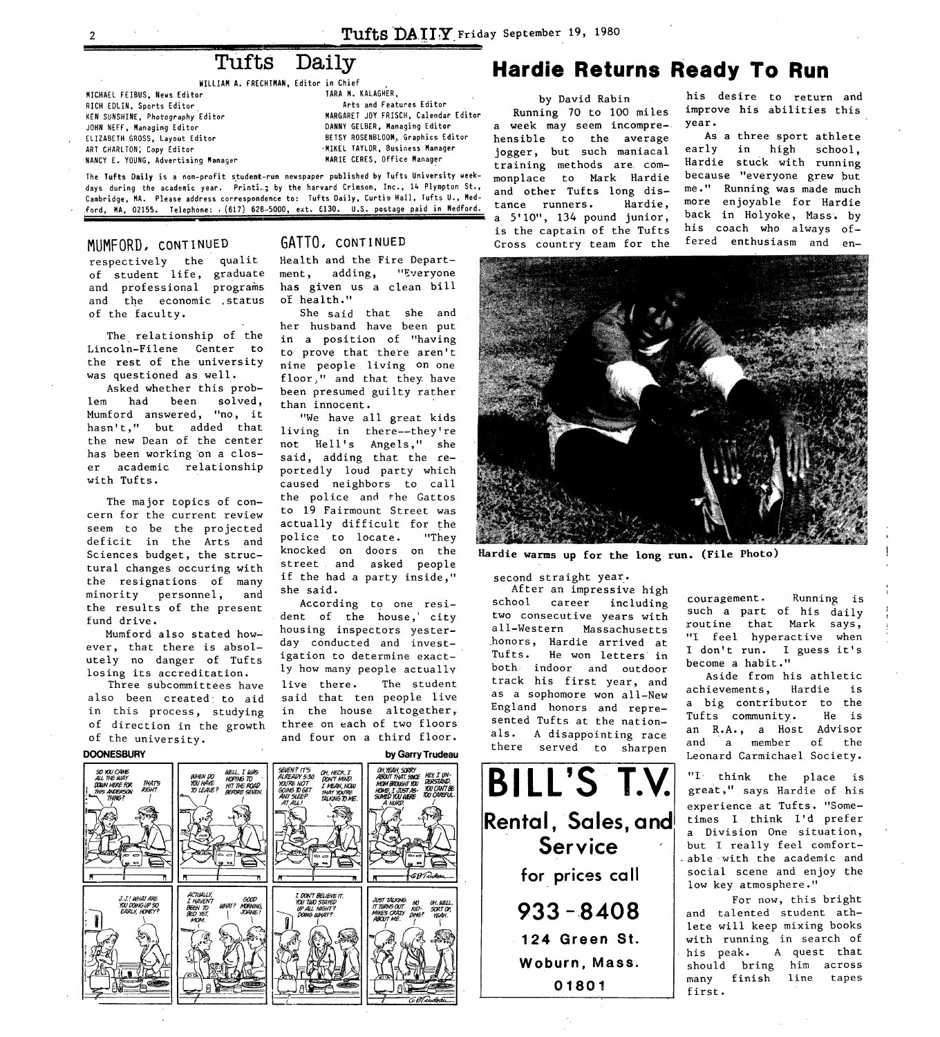# Tufts Daily

WILLIAM A. FRECHTMAN, Editor in Chief

MICHAEL FEIBUS, News Editor
RICH EDLIN, Sports Editor
KEN SUNSHINE, Photography Editor
JOHN NEFF, Managing Editor
ELIZABETH GROSS, Layout Editor
ART CHARLTON, Copy Editor
NANCY E. YOUNG, Advertising Manager

TARA N. KALAGHER, Arts and Features Editor
MARGARET JOY FRISCH, Calendar Editor
DANNY GELBER, Managing Editor
BETSY ROSENBLOOM, Graphics Editor
MIKEL TAYLOR, Business Manager
MARIE CERES, Office Manager

The Tufts Daily is a non-profit student-run newspaper published by Tufts University weekdays during the academic year. Printing by the harvard Crimson, Inc., 14 Plympton St., Cambridge, MA. Please address correspondence to: Tufts Daily, Curtis Hall, Tufts U., Medford, MA, 02155. Telephone: (617) 628-5000, ext. 6130. U.S. postage paid in Medford.

## MUMFORD, CONTINUED

respectively the qualit of student life, graduate and professional programs and the economic status of the faculty.

The relationship of the Lincoln-Filene Center to the rest of the university was questioned as well.

Asked whether this problem had been solved, Mumford answered, "no, it hasn't," but added that the new Dean of the center has been working on a closer academic relationship with Tufts.

The major topics of concern for the current review seem to be the projected deficit in the Arts and Sciences budget, the structural changes occuring with the resignations of many minority personnel, and the results of the present fund drive.

Mumford also stated however, that there is absolutely no danger of Tufts losing its accreditation.

Three subcommittees have also been created to aid in this process, studying of direction in the growth of the university.

## GATTO, CONTINUED

Health and the Fire Department, adding, "Everyone has given us a clean bill of health."

She said that she and her husband have been put in a position of "having to prove that there aren't nine people living on one floor," and that they have been presumed guilty rather than innocent.

"We have all great kids living in there--they're not Hell's Angels," she said, adding that the reportedly loud party which caused neighbors to call the police and the Gattos to 19 Fairmount Street was actually difficult for the police to locate. "They knocked on doors on the street and asked people if the had a party inside," she said.

According to one resident of the house, city housing inspectors yesterday conducted and investigation to determine exactly how many people actually live there. The student said that ten people live in the house altogether, three on each of two floors and four on a third floor.

**DOONESBURY** by Garry Trudeau

# Hardie Returns Ready To Run

by David Rabin

Running 70 to 100 miles a week may seem incomprehensible to the average jogger, but such maniacal training methods are commonplace to Mark Hardie and other Tufts long distance runners. Hardie, a 5'10", 134 pound junior, is the captain of the Tufts Cross country team for the second straight year.

**Hardie warms up for the long run. (File Photo)**

After an impressive high school career including two consecutive years with all-Western Massachusetts honors, Hardie arrived at Tufts. He won letters in both indoor and outdoor track his first year, and as a sophomore won all-New England honors and represented Tufts at the nationals. A disappointing race there served to sharpen his desire to return and improve his abilities this year.

As a three sport athlete early in high school, Hardie stuck with running because "everyone grew but me." Running was made much more enjoyable for Hardie back in Holyoke, Mass. by his coach who always offered enthusiasm and encouragement. Running is such a part of his daily routine that Mark says, "I feel hyperactive when I don't run. I guess it's become a habit."

Aside from his athletic achievements, Hardie is a big contributor to the Tufts community. He is an R.A., a Host Advisor and a member of the Leonard Carmichael Society.

"I think the place is great," says Hardie of his experience at Tufts. "Sometimes I think I'd prefer a Division One situation, but I really feel comfortable with the academic and social scene and enjoy the low key atmosphere."

For now, this bright and talented student athlete will keep mixing books with running in search of his peak. A quest that should bring him across many finish line tapes first.

**BILL'S T.V.**
**Rental, Sales, and Service**
for prices call
**933-8408**
124 Green St.
Woburn, Mass.
01801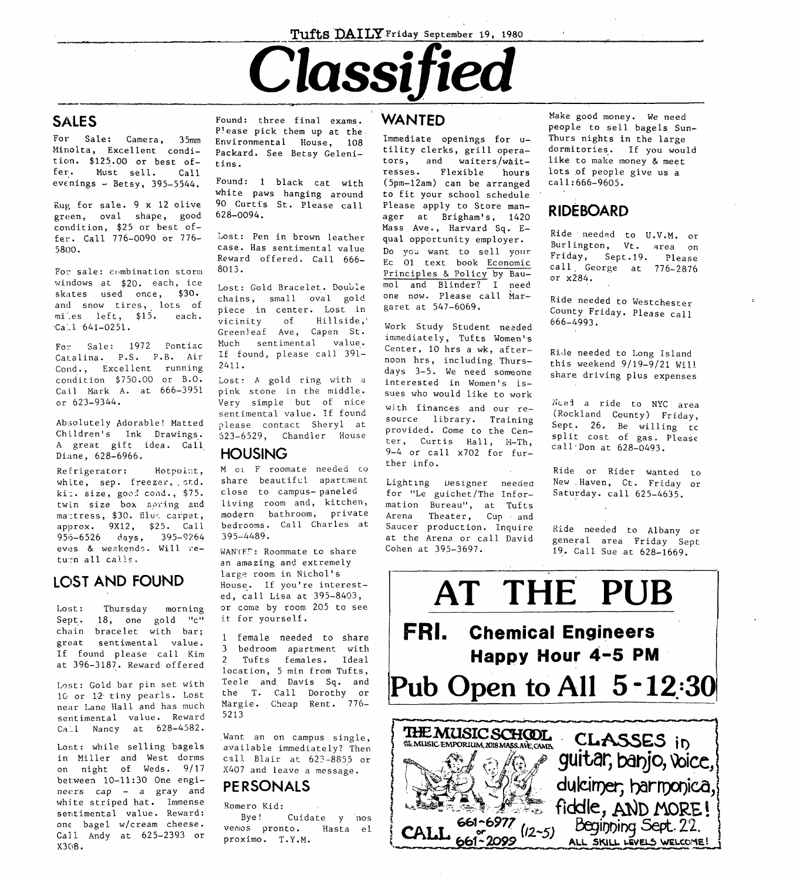# Classified

## SALES

For Sale: Camera, 35mm Minolta, Excellent condition. $125.00 or best offer. Must sell. Call evenings - Betsy, 395-5544.

Rug for sale. 9 x 12 olive green, oval shape, good condition, $25 or best offer. Call 776-0090 or 776-5800.

For sale: combination storm windows at $20. each, ice skates used once, $30. and snow tires, lots of miles left, $15. each. Call 641-0251.

For Sale: 1972 Pontiac Catalina. P.S. P.B. Air Cond., Excellent running condition $750.00 or B.O. Call Mark A. at 666-3951 or 623-9344.

Absolutely Adorable! Matted Children's Ink Drawings. A great gift idea. Call Diane, 628-6966.

Refrigerator: Hotpoint, white, sep. freezer, std. kit. size, good cond., $75. twin size box spring and mattress, $30. Blue carpet, approx. 9X12, $25. Call 956-6526 days, 395-9264 eves & weekends. Will return all calls.

## LOST AND FOUND

Lost: Thursday morning Sept. 18, one gold "c" chain bracelet with bar; great sentimental value. If found please call Kim at 396-3187. Reward offered

Lost: Gold bar pin set with 10 or 12 tiny pearls. Lost near Lane Hall and has much sentimental value. Reward Call Nancy at 628-4582.

Lost: while selling bagels in Miller and West dorms on night of Weds. 9/17 between 10-11:30 One engineers cap - a gray and white striped hat. Immense sentimental value. Reward: one bagel w/cream cheese. Call Andy at 625-2393 or X308.

Found: three final exams. Please pick them up at the Environmental House, 108 Packard. See Betsy Gelenitins.

Found: 1 black cat with white paws hanging around 90 Curtis St. Please call 628-0094.

Lost: Pen in brown leather case. Has sentimental value Reward offered. Call 666-8013.

Lost: Gold Bracelet. Double chains, small oval gold piece in center. Lost in vicinity of Hillside, Greenleaf Ave, Capen St. Much sentimental value. If found, please call 391-2411.

Lost: A gold ring with a pink stone in the middle. Very simple but of nice sentimental value. If found please contact Sheryl at 623-6529, Chandler House

## HOUSING

M or F roomate needed to share beautiful apartment close to campus- paneled living room and, kitchen, modern bathroom, private bedrooms. Call Charles at 395-4489.

WANTED: Roommate to share an amazing and extremely large room in Nichol's House. If you're interested, call Lisa at 395-8403, or come by room 205 to see it for yourself.

1 female needed to share 3 bedroom apartment with 2 Tufts females. Ideal location, 5 min from Tufts, Teele and Davis Sq. and the T. Call Dorothy or Margie. Cheap Rent. 776-5213

Want an on campus single, available immediately? Then call Blair at 623-8855 or X407 and leave a message.

## PERSONALS

Romero Kid:
Bye! Cuidate y nos vemos pronto. Hasta el proximo. T.Y.M.

## WANTED

Immediate openings for utility clerks, grill operators, and waiters/waitresses. Flexible hours (5pm-12am) can be arranged to fit your school schedule Please apply to Store manager at Brigham's, 1420 Mass Ave., Harvard Sq. Equal opportunity employer.

Do you want to sell your Ec 01 text book Economic Principles & Policy by Baumol and Blinder? I need one now. Please call Margaret at 547-6069.

Work Study Student needed immediately, Tufts Women's Center, 10 hrs a wk, afternoon hrs, including Thursdays 3-5. We need someone interested in Women's issues who would like to work with finances and our resource library. Training provided. Come to the Center, Curtis Hall, M-Th, 9-4 or call x702 for further info.

Lighting Designer needed for "Le guichet/The Information Bureau", at Tufts Arena Theater, Cup and Saucer production. Inquire at the Arena or call David Cohen at 395-3697.

Make good money. We need people to sell bagels Sun-Thurs nights in the large dormitories. If you would like to make money & meet lots of people give us a call:666-9605.

## RIDEBOARD

Ride needed to U.V.M. or Burlington, Vt. area on Friday, Sept.19. Please call George at 776-2876 or x284.

Ride needed to Westchester County Friday. Please call 666-4993.

Ride needed to Long Island this weekend 9/19-9/21 Will share driving plus expenses

Need a ride to NYC area (Rockland County) Friday, Sept. 26. Be willing to split cost of gas. Please call Don at 628-0493.

Ride or Rider wanted to New Haven, Ct. Friday or Saturday. call 625-4635.

Ride needed to Albany or general area Friday Sept 19. Call Sue at 628-1669.

**AT THE PUB**

**FRI. Chemical Engineers**
**Happy Hour 4-5 PM**

**Pub Open to All 5-12:30**

THE MUSIC SCHOOL
THE MUSIC EMPORIUM, 2018 MASS. AVE, CAMB.

CLASSES in guitar, banjo, voice, dulcimer, harmonica, fiddle, AND MORE!

CALL 661-6977 or 661-2099 (12-5)

Beginning Sept. 22.

ALL SKILL LEVELS WELCOME!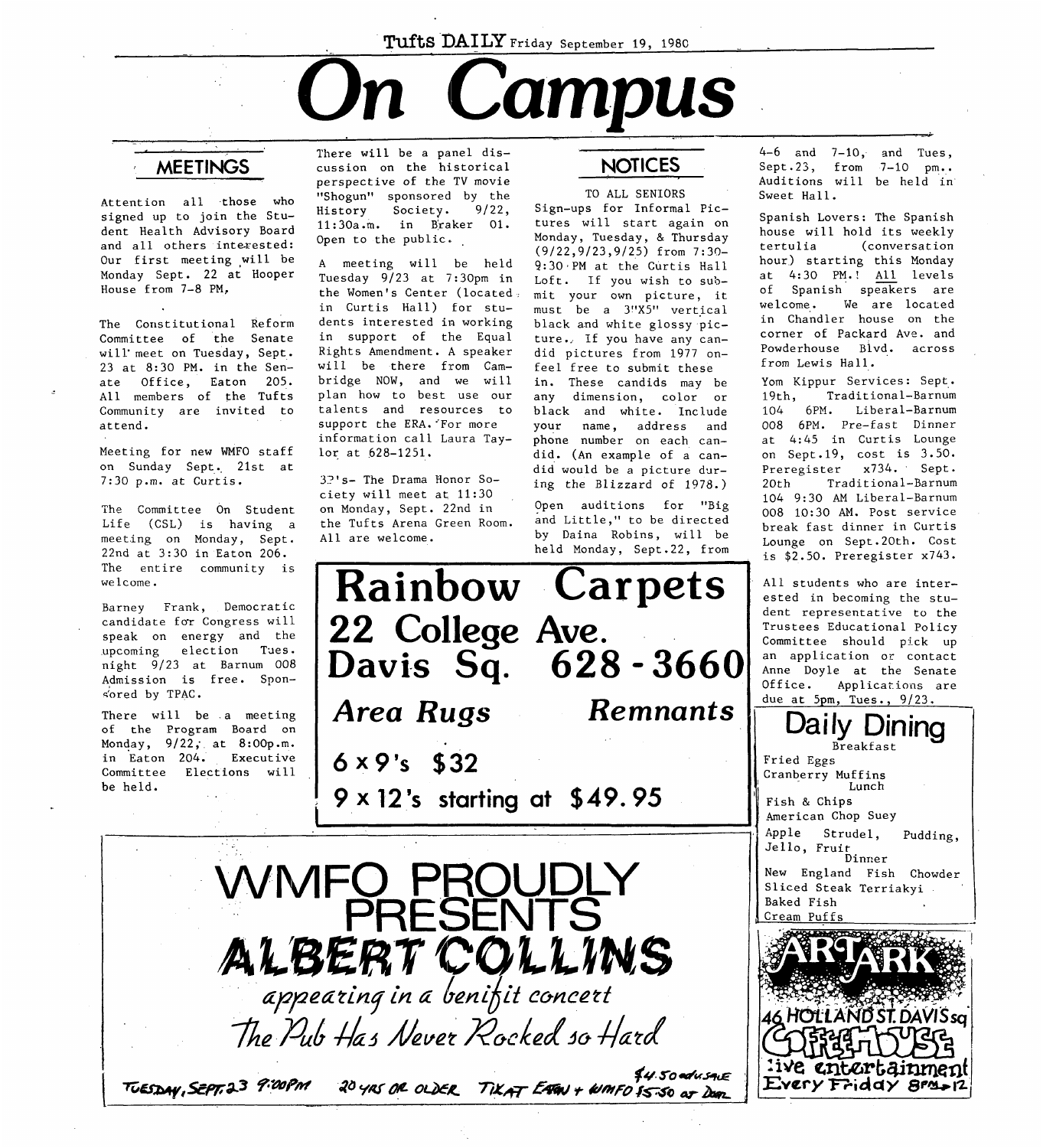# On Campus

## MEETINGS

Attention all those who signed up to join the Student Health Advisory Board and all others interested: Our first meeting will be Monday Sept. 22 at Hooper House from 7-8 PM.

The Constitutional Reform Committee of the Senate will meet on Tuesday, Sept. 23 at 8:30 PM. in the Senate Office, Eaton 205. All members of the Tufts Community are invited to attend.

Meeting for new WMFO staff on Sunday Sept. 21st at 7:30 p.m. at Curtis.

The Committee On Student Life (CSL) is having a meeting on Monday, Sept. 22nd at 3:30 in Eaton 206. The entire community is welcome.

Barney Frank, Democratic candidate for Congress will speak on energy and the upcoming election Tues. night 9/23 at Barnum 008 Admission is free. Sponsored by TPAC.

There will be a meeting of the Program Board on Monday, 9/22, at 8:00p.m. in Eaton 204. Executive Committee Elections will be held.

There will be a panel discussion on the historical perspective of the TV movie "Shogun" sponsored by the History Society. 9/22, 11:30a.m. in Braker 01. Open to the public.

A meeting will be held Tuesday 9/23 at 7:30pm in the Women's Center (located in Curtis Hall) for students interested in working in support of the Equal Rights Amendment. A speaker will be there from Cambridge NOW, and we will plan how to best use our talents and resources to support the ERA. For more information call Laura Taylor at 628-1251.

3P's- The Drama Honor Society will meet at 11:30 on Monday, Sept. 22nd in the Tufts Arena Green Room. All are welcome.

## NOTICES

TO ALL SENIORS

Sign-ups for Informal Pictures will start again on Monday, Tuesday, & Thursday (9/22,9/23,9/25) from 7:30-9:30 PM at the Curtis Hall Loft. If you wish to submit your own picture, it must be a 3"X5" vertical black and white glossy picture. If you have any candid pictures from 1977 on-feel free to submit these in. These candids may be any dimension, color or black and white. Include your name, address and phone number on each candid. (An example of a candid would be a picture during the Blizzard of 1978.)

Open auditions for "Big and Little," to be directed by Daina Robins, will be held Monday, Sept.22, from 4-6 and 7-10, and Tues, Sept.23, from 7-10 pm.. Auditions will be held in Sweet Hall.

Spanish Lovers: The Spanish house will hold its weekly tertulia (conversation hour) starting this Monday at 4:30 PM.! All levels of Spanish speakers are welcome. We are located in Chandler house on the corner of Packard Ave. and Powderhouse Blvd. across from Lewis Hall.

Yom Kippur Services: Sept. 19th, Traditional-Barnum 104 6PM. Liberal-Barnum 008 6PM. Pre-fast Dinner at 4:45 in Curtis Lounge on Sept.19, cost is 3.50. Preregister x734. Sept. 20th Traditional-Barnum 104 9:30 AM Liberal-Barnum 008 10:30 AM. Post service break fast dinner in Curtis Lounge on Sept.20th. Cost is $2.50. Preregister x743.

All students who are interested in becoming the student representative to the Trustees Educational Policy Committee should pick up an application or contact Anne Doyle at the Senate Office. Applications are due at 5pm, Tues., 9/23.

---

**Rainbow Carpets**
**22 College Ave.**
**Davis Sq. 628-3660**

***Area Rugs*** ***Remnants***

**6 x 9's $32**

**9 x 12's starting at $49.95**

---

## Daily Dining

Breakfast

Fried Eggs
Cranberry Muffins

Lunch

Fish & Chips
American Chop Suey
Apple Strudel, Pudding, Jello, Fruit

Dinner

New England Fish Chowder
Sliced Steak Terriakyi
Baked Fish
Cream Puffs

---

**WMFO PROUDLY PRESENTS**

**ALBERT COLLINS**

*appearing in a benifit concert*

*The Pub Has Never Rocked so Hard*

TUESDAY, SEPT. 23 9:00PM 20 YRS OR OLDER TIX AT EATON + WMFO $4.50 ADV SALE $5.50 AT DOOR

---

**ART ARK**

46 HOLLAND ST. DAVIS sq

COFFEEHOUSE

live entertainment
Every Friday 8PM-12